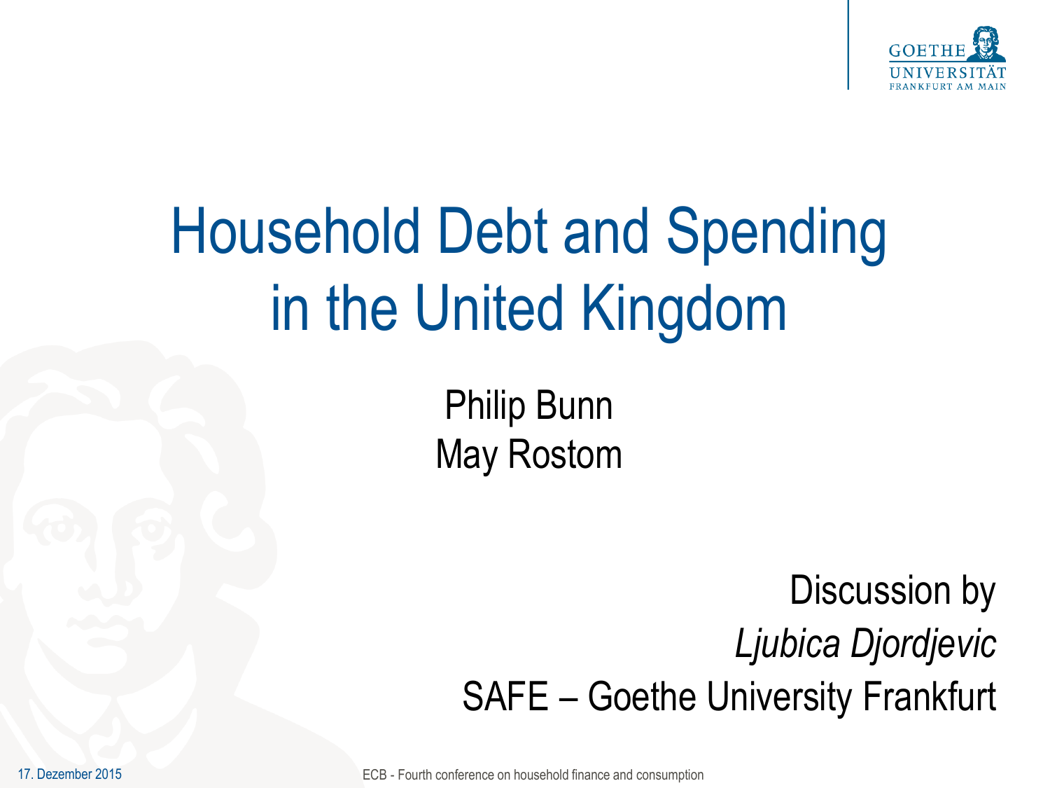# Household Debt and Spending in the United Kingdom

Philip Bunn
May Rostom

Discussion by
*Ljubica Djordjevic*
SAFE – Goethe University Frankfurt

17. Dezember 2015

ECB - Fourth conference on household finance and consumption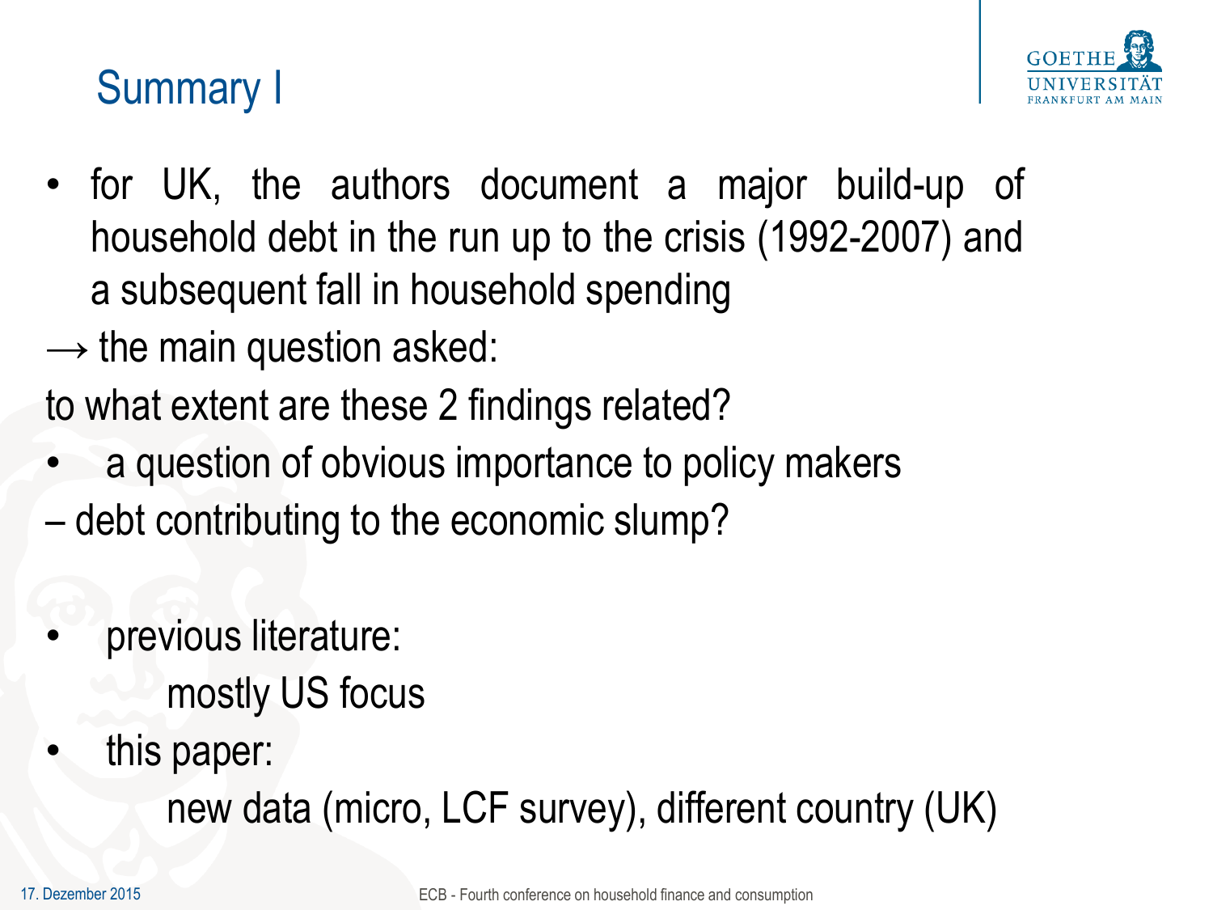# Summary I

- for UK, the authors document a major build-up of household debt in the run up to the crisis (1992-2007) and a subsequent fall in household spending

→ the main question asked:

to what extent are these 2 findings related?

- a question of obvious importance to policy makers

– debt contributing to the economic slump?

- previous literature:
  - mostly US focus
- this paper:
  - new data (micro, LCF survey), different country (UK)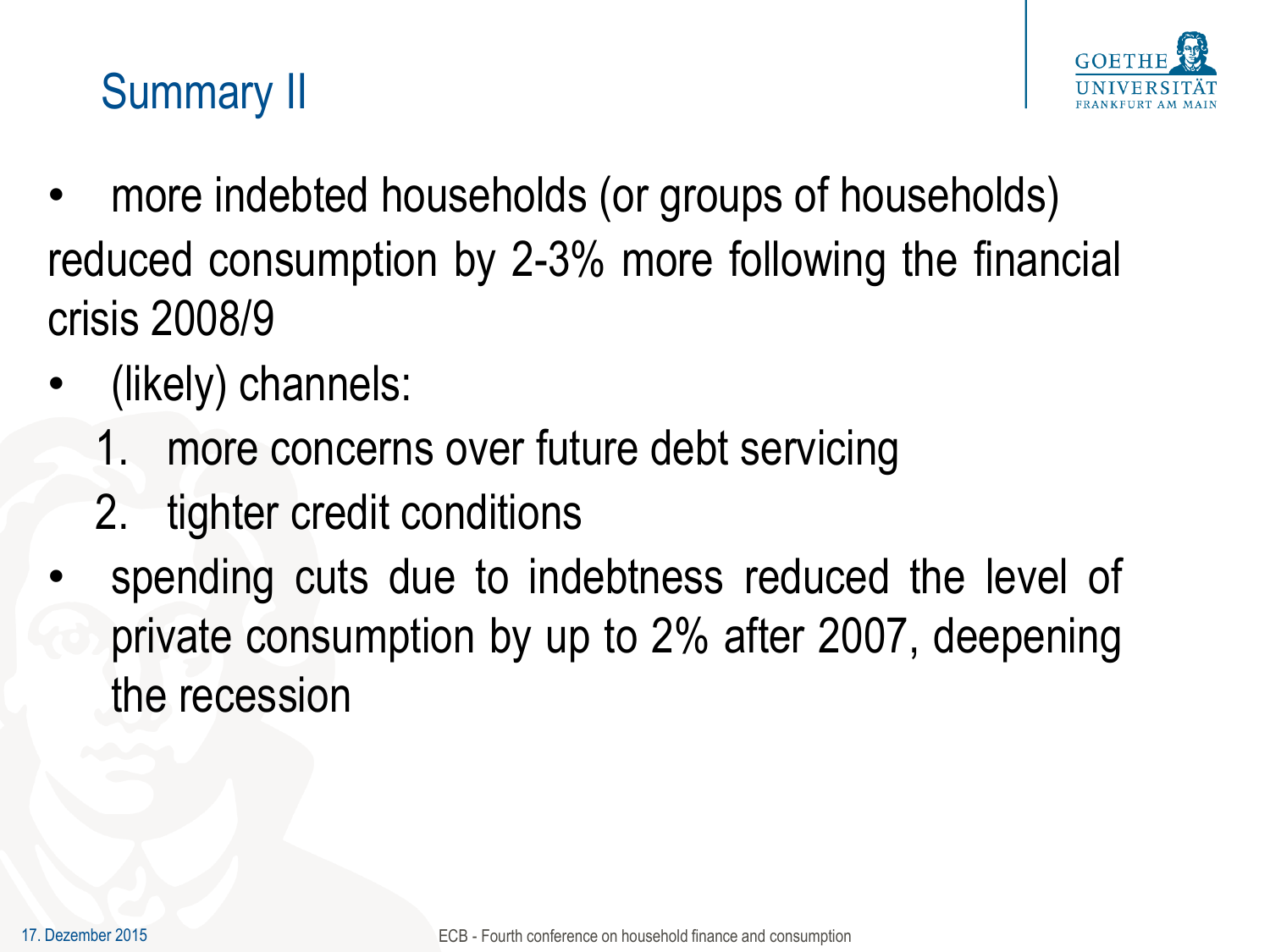# Summary II

- more indebted households (or groups of households) reduced consumption by 2-3% more following the financial crisis 2008/9
- (likely) channels:
  1. more concerns over future debt servicing
  2. tighter credit conditions
- spending cuts due to indebtness reduced the level of private consumption by up to 2% after 2007, deepening the recession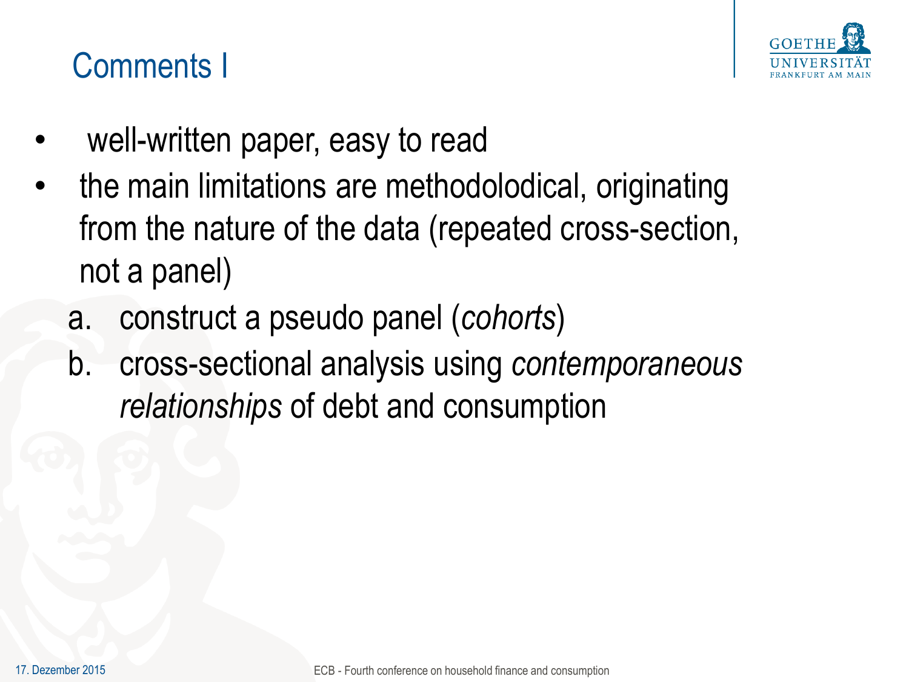# Comments I

- well-written paper, easy to read
- the main limitations are methodolodical, originating from the nature of the data (repeated cross-section, not a panel)
  a. construct a pseudo panel (*cohorts*)
  b. cross-sectional analysis using *contemporaneous relationships* of debt and consumption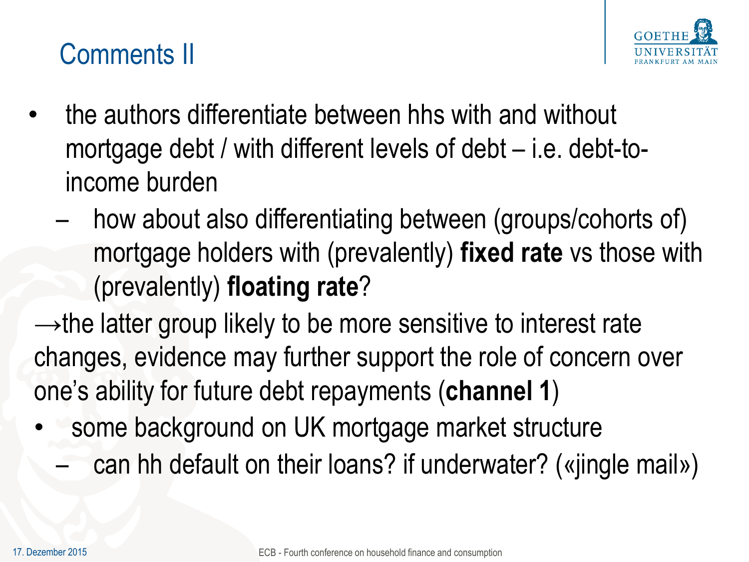# Comments II

- the authors differentiate between hhs with and without mortgage debt / with different levels of debt – i.e. debt-to-income burden
  - how about also differentiating between (groups/cohorts of) mortgage holders with (prevalently) **fixed rate** vs those with (prevalently) **floating rate**?

→the latter group likely to be more sensitive to interest rate changes, evidence may further support the role of concern over one's ability for future debt repayments (**channel 1**)

- some background on UK mortgage market structure
  - can hh default on their loans? if underwater? («jingle mail»)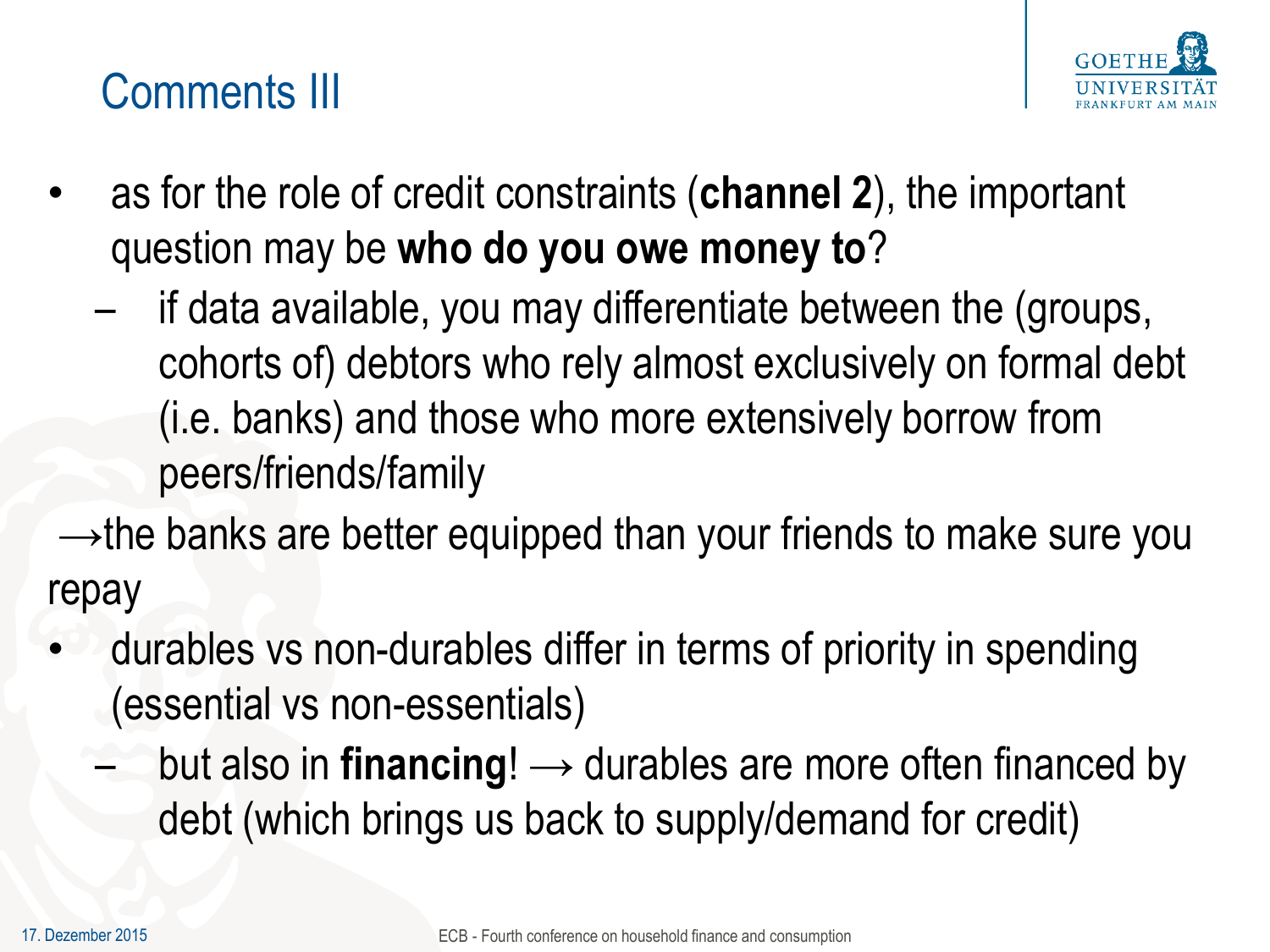# Comments III

- as for the role of credit constraints (**channel 2**), the important question may be **who do you owe money to**?
  - if data available, you may differentiate between the (groups, cohorts of) debtors who rely almost exclusively on formal debt (i.e. banks) and those who more extensively borrow from peers/friends/family

→the banks are better equipped than your friends to make sure you repay

- durables vs non-durables differ in terms of priority in spending (essential vs non-essentials)
  - but also in **financing**! → durables are more often financed by debt (which brings us back to supply/demand for credit)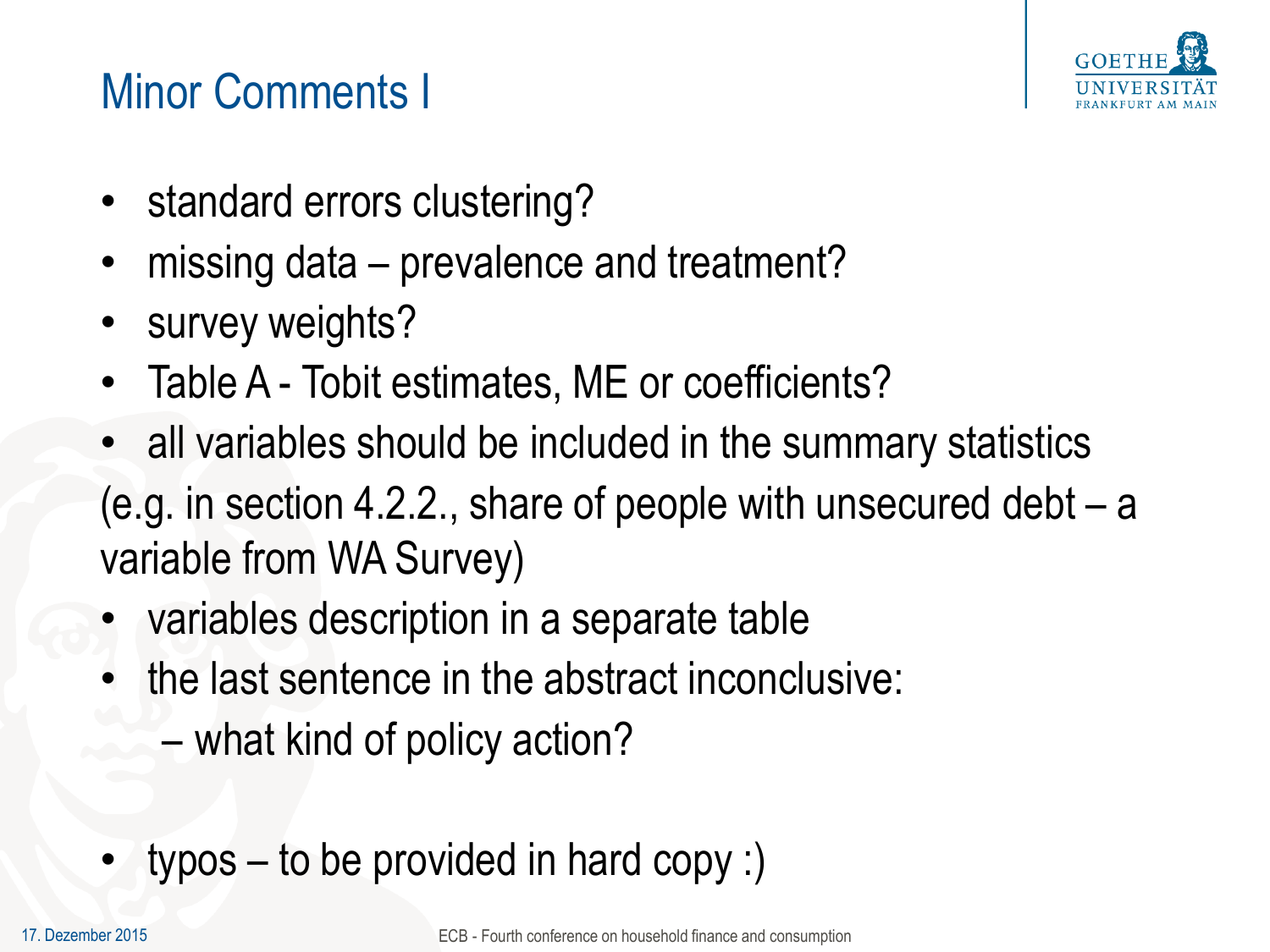# Minor Comments I

- standard errors clustering?
- missing data – prevalence and treatment?
- survey weights?
- Table A - Tobit estimates, ME or coefficients?
- all variables should be included in the summary statistics

(e.g. in section 4.2.2., share of people with unsecured debt – a variable from WA Survey)

- variables description in a separate table
- the last sentence in the abstract inconclusive:
  - what kind of policy action?

- typos – to be provided in hard copy :)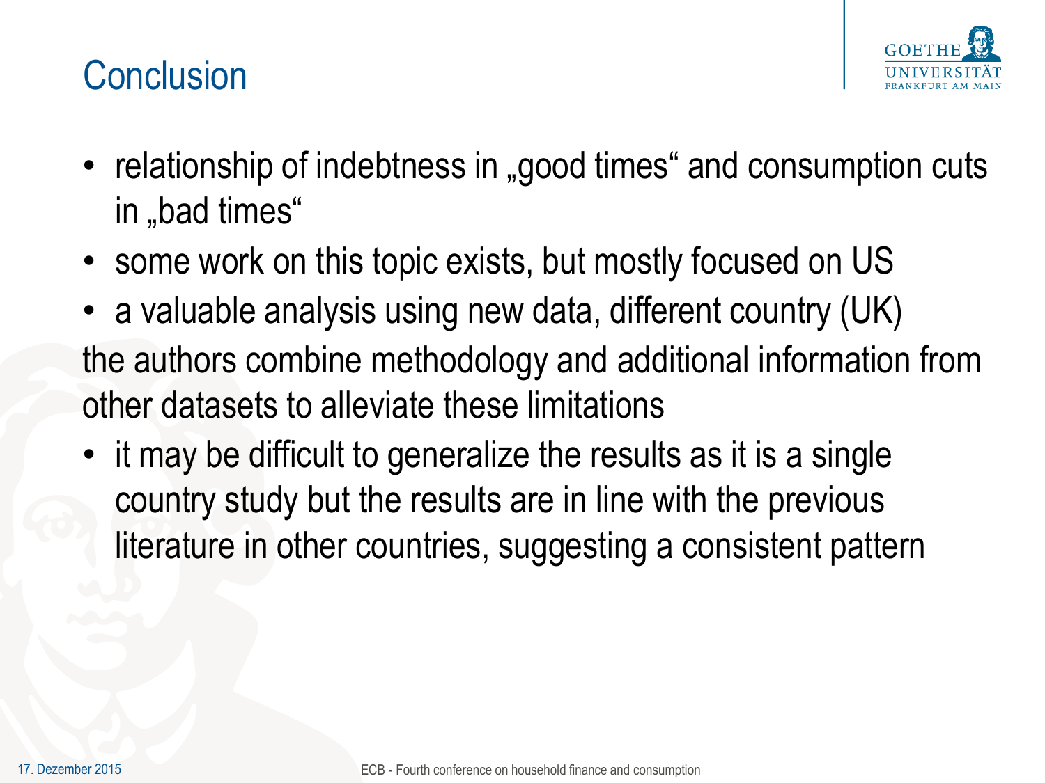# Conclusion

- relationship of indebtness in „good times" and consumption cuts in „bad times"
- some work on this topic exists, but mostly focused on US
- a valuable analysis using new data, different country (UK)

the authors combine methodology and additional information from other datasets to alleviate these limitations

- it may be difficult to generalize the results as it is a single country study but the results are in line with the previous literature in other countries, suggesting a consistent pattern